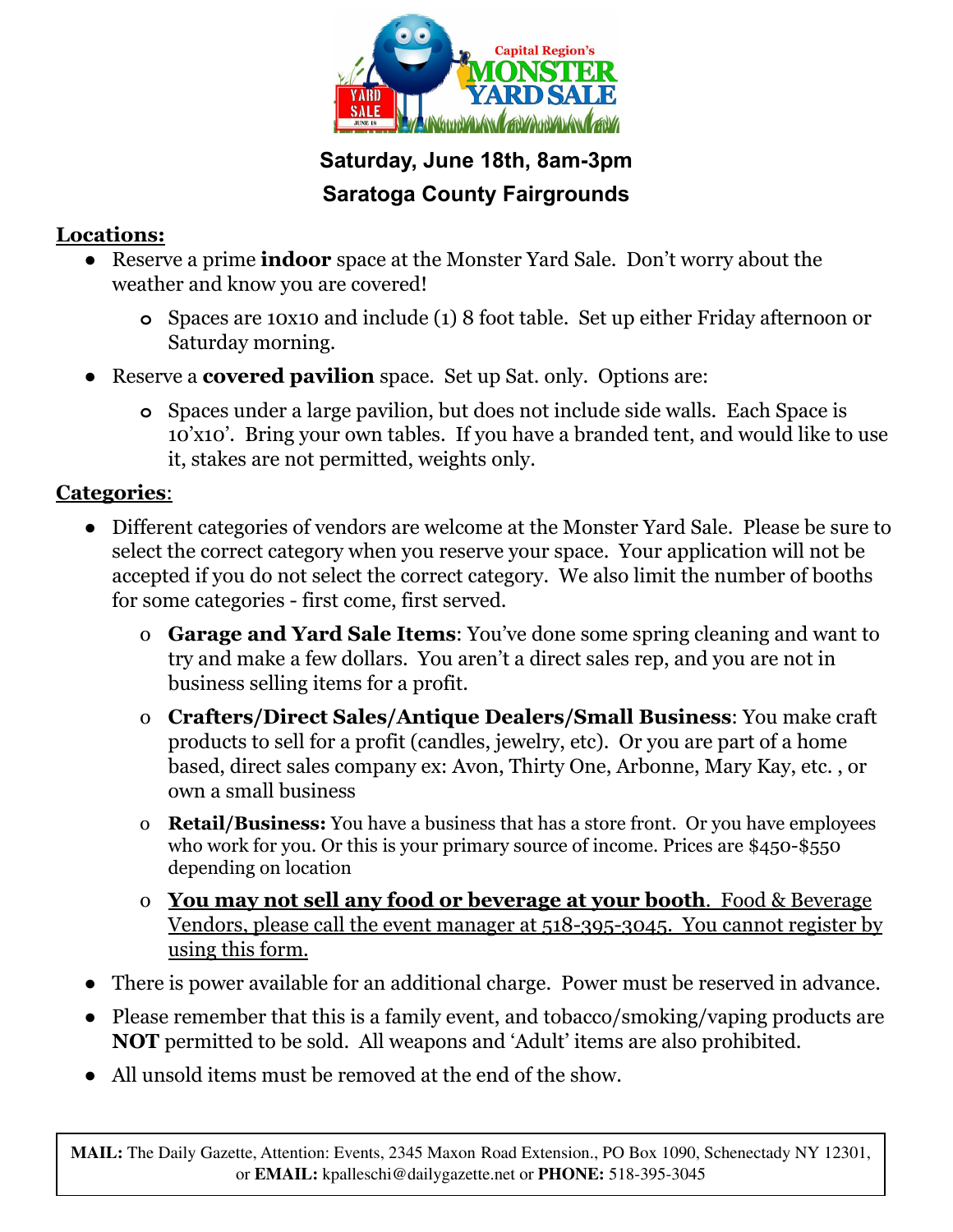**Saturday, June 18th, 8am-3pm**

**Saratoga County Fairgrounds**

**Locations:**

- Reserve a prime **indoor** space at the Monster Yard Sale. Don't worry about the weather and know you are covered!
  - Spaces are 10x10 and include (1) 8 foot table. Set up either Friday afternoon or Saturday morning.
- Reserve a **covered pavilion** space. Set up Sat. only. Options are:
  - Spaces under a large pavilion, but does not include side walls. Each Space is 10'x10'. Bring your own tables. If you have a branded tent, and would like to use it, stakes are not permitted, weights only.

**Categories**:

- Different categories of vendors are welcome at the Monster Yard Sale. Please be sure to select the correct category when you reserve your space. Your application will not be accepted if you do not select the correct category. We also limit the number of booths for some categories - first come, first served.
  - **Garage and Yard Sale Items**: You've done some spring cleaning and want to try and make a few dollars. You aren't a direct sales rep, and you are not in business selling items for a profit.
  - **Crafters/Direct Sales/Antique Dealers/Small Business**: You make craft products to sell for a profit (candles, jewelry, etc). Or you are part of a home based, direct sales company ex: Avon, Thirty One, Arbonne, Mary Kay, etc. , or own a small business
  - **Retail/Business:** You have a business that has a store front. Or you have employees who work for you. Or this is your primary source of income. Prices are $450-$550 depending on location
  - **You may not sell any food or beverage at your booth**. Food & Beverage Vendors, please call the event manager at 518-395-3045. You cannot register by using this form.
- There is power available for an additional charge. Power must be reserved in advance.
- Please remember that this is a family event, and tobacco/smoking/vaping products are **NOT** permitted to be sold. All weapons and 'Adult' items are also prohibited.
- All unsold items must be removed at the end of the show.

**MAIL:** The Daily Gazette, Attention: Events, 2345 Maxon Road Extension., PO Box 1090, Schenectady NY 12301, or **EMAIL:** kpalleschi@dailygazette.net or **PHONE:** 518-395-3045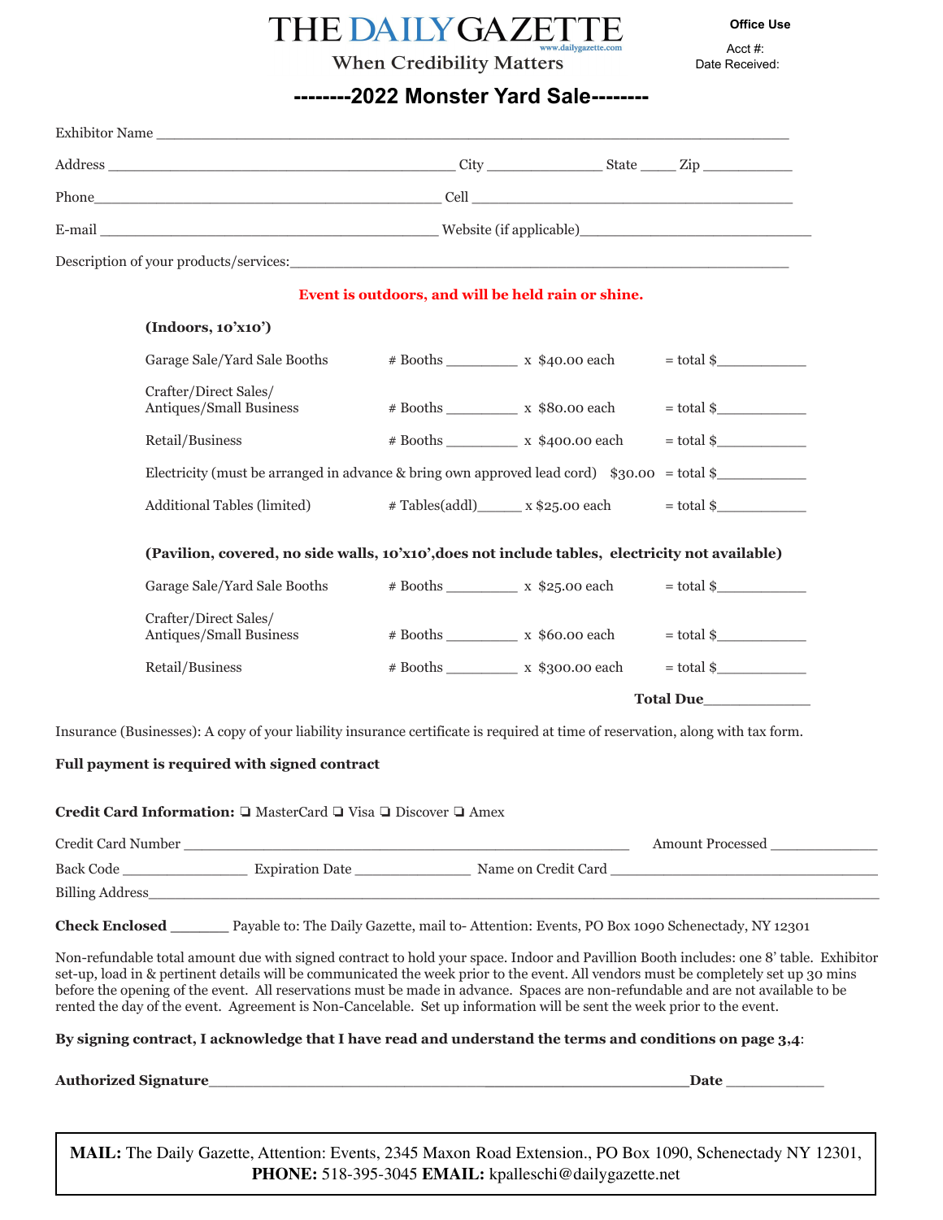# THE DAILY GAZETTE

www.dailygazette.com

When Credibility Matters

**Office Use**

Acct #:

Date Received:

## --------2022 Monster Yard Sale--------

Exhibitor Name ___________________________________________________________________________

Address __________________________________________ City ______________ State ____ Zip ___________

Phone__________________________________________ Cell ________________________________________

E-mail _________________________________________ Website (if applicable)___________________________

Description of your products/services:____________________________________________________________

**Event is outdoors, and will be held rain or shine.**

**(Indoors, 10'x10')**

| | | | |
|---|---|---|---|
| Garage Sale/Yard Sale Booths | # Booths _________ | x $40.00 each | = total $___________ |
| Crafter/Direct Sales/ Antiques/Small Business | # Booths _________ | x $80.00 each | = total $___________ |
| Retail/Business | # Booths _________ | x $400.00 each | = total $___________ |
| Electricity (must be arranged in advance & bring own approved lead cord) | | $30.00 | = total $___________ |
| Additional Tables (limited) | # Tables(addl)______ | x $25.00 each | = total $___________ |

**(Pavilion, covered, no side walls, 10'x10',does not include tables, electricity not available)**

| | | | |
|---|---|---|---|
| Garage Sale/Yard Sale Booths | # Booths _________ | x $25.00 each | = total $___________ |
| Crafter/Direct Sales/ Antiques/Small Business | # Booths _________ | x $60.00 each | = total $___________ |
| Retail/Business | # Booths _________ | x $300.00 each | = total $___________ |

**Total Due**_____________

Insurance (Businesses): A copy of your liability insurance certificate is required at time of reservation, along with tax form.

**Full payment is required with signed contract**

**Credit Card Information:** ❏ MasterCard ❏ Visa ❏ Discover ❏ Amex

Credit Card Number ___________________________________________________ Amount Processed _____________

Back Code _______________ Expiration Date ______________ Name on Credit Card _________________________________

Billing Address___________________________________________________________________________________

**Check Enclosed** _______ Payable to: The Daily Gazette, mail to- Attention: Events, PO Box 1090 Schenectady, NY 12301

Non-refundable total amount due with signed contract to hold your space. Indoor and Pavillion Booth includes: one 8' table. Exhibitor set-up, load in & pertinent details will be communicated the week prior to the event. All vendors must be completely set up 30 mins before the opening of the event. All reservations must be made in advance. Spaces are non-refundable and are not available to be rented the day of the event. Agreement is Non-Cancelable. Set up information will be sent the week prior to the event.

**By signing contract, I acknowledge that I have read and understand the terms and conditions on page 3,4**:

**Authorized Signature**_________________________________________________________**Date** ____________

**MAIL:** The Daily Gazette, Attention: Events, 2345 Maxon Road Extension., PO Box 1090, Schenectady NY 12301, **PHONE:** 518-395-3045 **EMAIL:** kpalleschi@dailygazette.net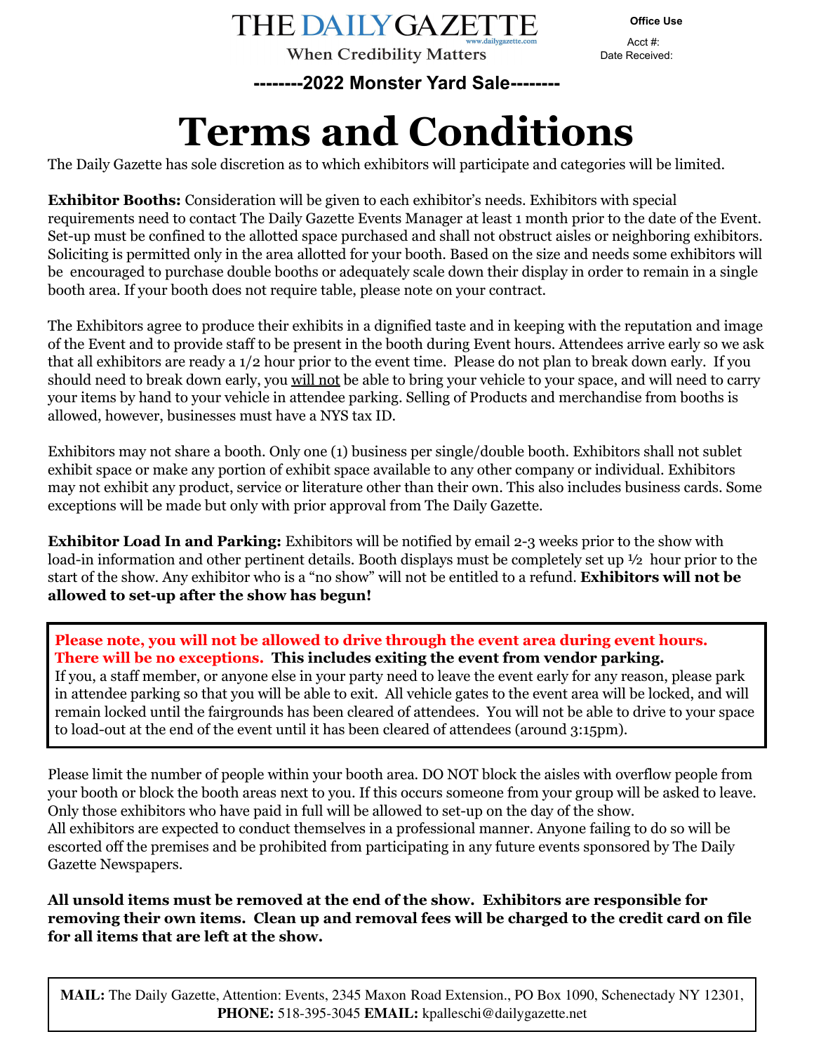THE DAILY GAZETTE
www.dailygazette.com
When Credibility Matters

**Office Use**

Acct #:
Date Received:

**--------2022 Monster Yard Sale--------**

# Terms and Conditions

The Daily Gazette has sole discretion as to which exhibitors will participate and categories will be limited.

**Exhibitor Booths:** Consideration will be given to each exhibitor's needs. Exhibitors with special requirements need to contact The Daily Gazette Events Manager at least 1 month prior to the date of the Event. Set-up must be confined to the allotted space purchased and shall not obstruct aisles or neighboring exhibitors. Soliciting is permitted only in the area allotted for your booth. Based on the size and needs some exhibitors will be encouraged to purchase double booths or adequately scale down their display in order to remain in a single booth area. If your booth does not require table, please note on your contract.

The Exhibitors agree to produce their exhibits in a dignified taste and in keeping with the reputation and image of the Event and to provide staff to be present in the booth during Event hours. Attendees arrive early so we ask that all exhibitors are ready a 1/2 hour prior to the event time. Please do not plan to break down early. If you should need to break down early, you <u>will not</u> be able to bring your vehicle to your space, and will need to carry your items by hand to your vehicle in attendee parking. Selling of Products and merchandise from booths is allowed, however, businesses must have a NYS tax ID.

Exhibitors may not share a booth. Only one (1) business per single/double booth. Exhibitors shall not sublet exhibit space or make any portion of exhibit space available to any other company or individual. Exhibitors may not exhibit any product, service or literature other than their own. This also includes business cards. Some exceptions will be made but only with prior approval from The Daily Gazette.

**Exhibitor Load In and Parking:** Exhibitors will be notified by email 2-3 weeks prior to the show with load-in information and other pertinent details. Booth displays must be completely set up ½ hour prior to the start of the show. Any exhibitor who is a "no show" will not be entitled to a refund. **Exhibitors will not be allowed to set-up after the show has begun!**

**Please note, you will not be allowed to drive through the event area during event hours. There will be no exceptions. This includes exiting the event from vendor parking.**
If you, a staff member, or anyone else in your party need to leave the event early for any reason, please park in attendee parking so that you will be able to exit. All vehicle gates to the event area will be locked, and will remain locked until the fairgrounds has been cleared of attendees. You will not be able to drive to your space to load-out at the end of the event until it has been cleared of attendees (around 3:15pm).

Please limit the number of people within your booth area. DO NOT block the aisles with overflow people from your booth or block the booth areas next to you. If this occurs someone from your group will be asked to leave. Only those exhibitors who have paid in full will be allowed to set-up on the day of the show.
All exhibitors are expected to conduct themselves in a professional manner. Anyone failing to do so will be escorted off the premises and be prohibited from participating in any future events sponsored by The Daily Gazette Newspapers.

**All unsold items must be removed at the end of the show. Exhibitors are responsible for removing their own items. Clean up and removal fees will be charged to the credit card on file for all items that are left at the show.**

**MAIL:** The Daily Gazette, Attention: Events, 2345 Maxon Road Extension., PO Box 1090, Schenectady NY 12301, **PHONE:** 518-395-3045 **EMAIL:** kpalleschi@dailygazette.net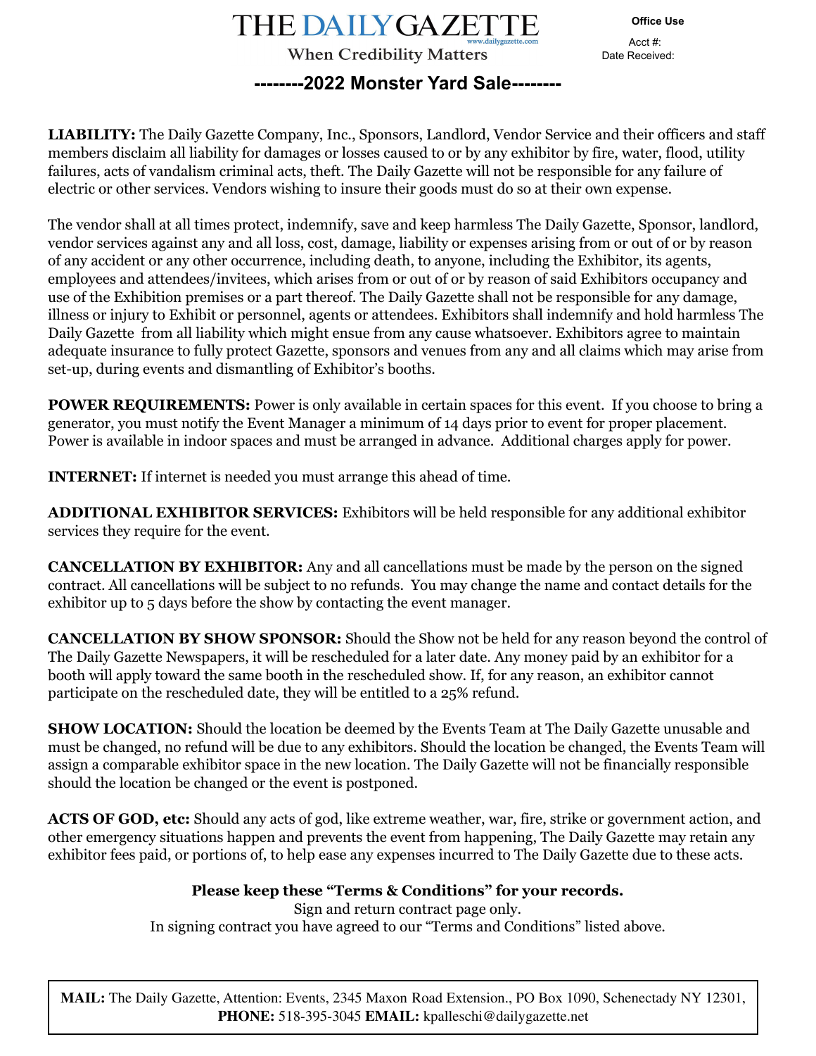# THE DAILY GAZETTE

www.dailygazette.com

When Credibility Matters

Office Use

Acct #:

Date Received:

## --------2022 Monster Yard Sale--------

**LIABILITY:** The Daily Gazette Company, Inc., Sponsors, Landlord, Vendor Service and their officers and staff members disclaim all liability for damages or losses caused to or by any exhibitor by fire, water, flood, utility failures, acts of vandalism criminal acts, theft. The Daily Gazette will not be responsible for any failure of electric or other services. Vendors wishing to insure their goods must do so at their own expense.

The vendor shall at all times protect, indemnify, save and keep harmless The Daily Gazette, Sponsor, landlord, vendor services against any and all loss, cost, damage, liability or expenses arising from or out of or by reason of any accident or any other occurrence, including death, to anyone, including the Exhibitor, its agents, employees and attendees/invitees, which arises from or out of or by reason of said Exhibitors occupancy and use of the Exhibition premises or a part thereof. The Daily Gazette shall not be responsible for any damage, illness or injury to Exhibit or personnel, agents or attendees. Exhibitors shall indemnify and hold harmless The Daily Gazette from all liability which might ensue from any cause whatsoever. Exhibitors agree to maintain adequate insurance to fully protect Gazette, sponsors and venues from any and all claims which may arise from set-up, during events and dismantling of Exhibitor's booths.

**POWER REQUIREMENTS:** Power is only available in certain spaces for this event. If you choose to bring a generator, you must notify the Event Manager a minimum of 14 days prior to event for proper placement. Power is available in indoor spaces and must be arranged in advance. Additional charges apply for power.

**INTERNET:** If internet is needed you must arrange this ahead of time.

**ADDITIONAL EXHIBITOR SERVICES:** Exhibitors will be held responsible for any additional exhibitor services they require for the event.

**CANCELLATION BY EXHIBITOR:** Any and all cancellations must be made by the person on the signed contract. All cancellations will be subject to no refunds. You may change the name and contact details for the exhibitor up to 5 days before the show by contacting the event manager.

**CANCELLATION BY SHOW SPONSOR:** Should the Show not be held for any reason beyond the control of The Daily Gazette Newspapers, it will be rescheduled for a later date. Any money paid by an exhibitor for a booth will apply toward the same booth in the rescheduled show. If, for any reason, an exhibitor cannot participate on the rescheduled date, they will be entitled to a 25% refund.

**SHOW LOCATION:** Should the location be deemed by the Events Team at The Daily Gazette unusable and must be changed, no refund will be due to any exhibitors. Should the location be changed, the Events Team will assign a comparable exhibitor space in the new location. The Daily Gazette will not be financially responsible should the location be changed or the event is postponed.

**ACTS OF GOD, etc:** Should any acts of god, like extreme weather, war, fire, strike or government action, and other emergency situations happen and prevents the event from happening, The Daily Gazette may retain any exhibitor fees paid, or portions of, to help ease any expenses incurred to The Daily Gazette due to these acts.

**Please keep these "Terms & Conditions" for your records.**

Sign and return contract page only.

In signing contract you have agreed to our "Terms and Conditions" listed above.

**MAIL:** The Daily Gazette, Attention: Events, 2345 Maxon Road Extension., PO Box 1090, Schenectady NY 12301, **PHONE:** 518-395-3045 **EMAIL:** kpalleschi@dailygazette.net